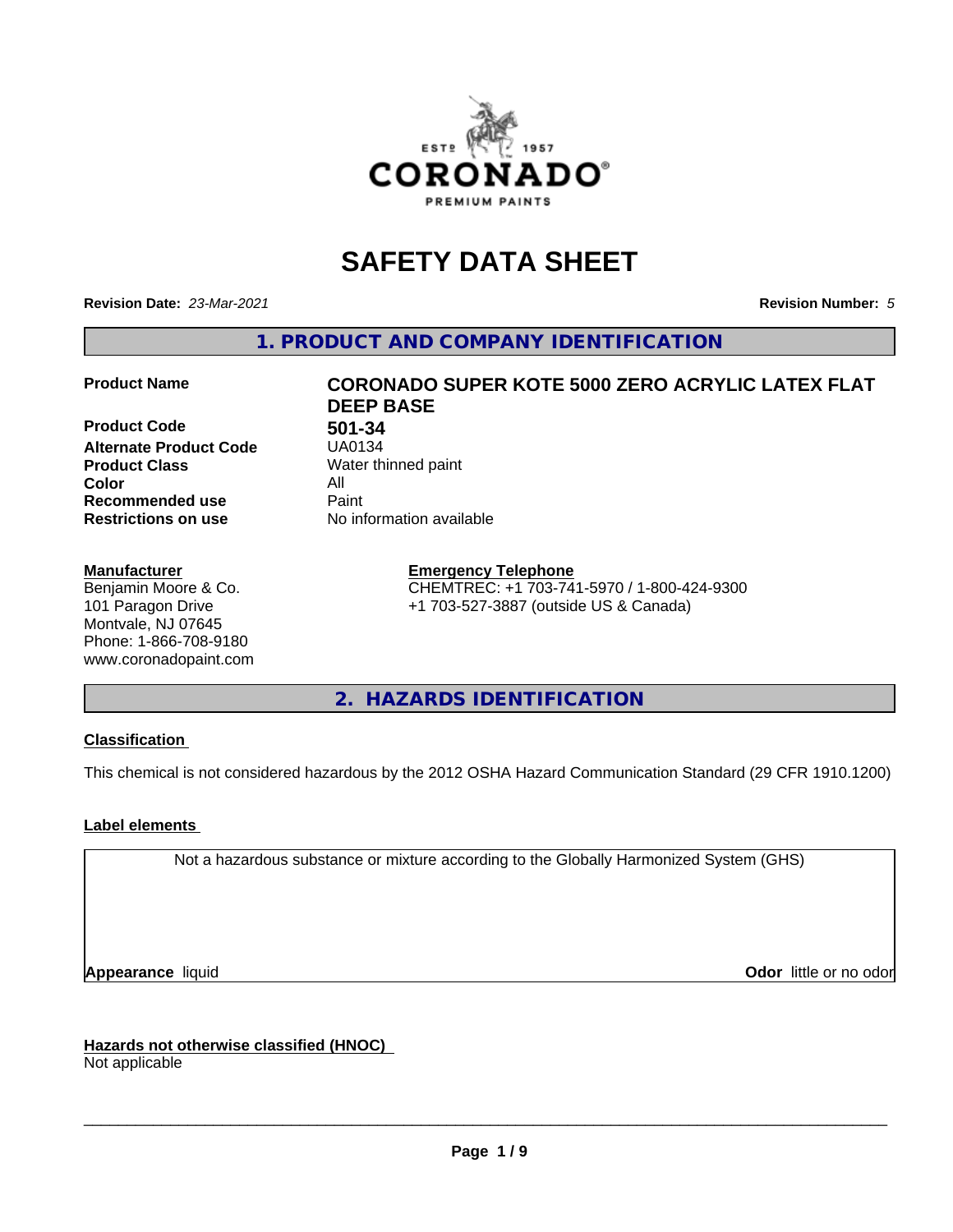# SAFETY DATA SHEET

**Revision Date:** *23-Mar-2021* **Revision Number:** *5*

## 1. PRODUCT AND COMPANY IDENTIFICATION

| | |
|---|---|
| **Product Name** | **CORONADO SUPER KOTE 5000 ZERO ACRYLIC LATEX FLAT DEEP BASE** |
| **Product Code** | **501-34** |
| **Alternate Product Code** | UA0134 |
| **Product Class** | Water thinned paint |
| **Color** | All |
| **Recommended use** | Paint |
| **Restrictions on use** | No information available |

**Manufacturer**
Benjamin Moore & Co.
101 Paragon Drive
Montvale, NJ 07645
Phone: 1-866-708-9180
www.coronadopaint.com

**Emergency Telephone**
CHEMTREC: +1 703-741-5970 / 1-800-424-9300
+1 703-527-3887 (outside US & Canada)

## 2. HAZARDS IDENTIFICATION

**Classification**

This chemical is not considered hazardous by the 2012 OSHA Hazard Communication Standard (29 CFR 1910.1200)

**Label elements**

Not a hazardous substance or mixture according to the Globally Harmonized System (GHS)

**Appearance** liquid **Odor** little or no odor

**Hazards not otherwise classified (HNOC)**
Not applicable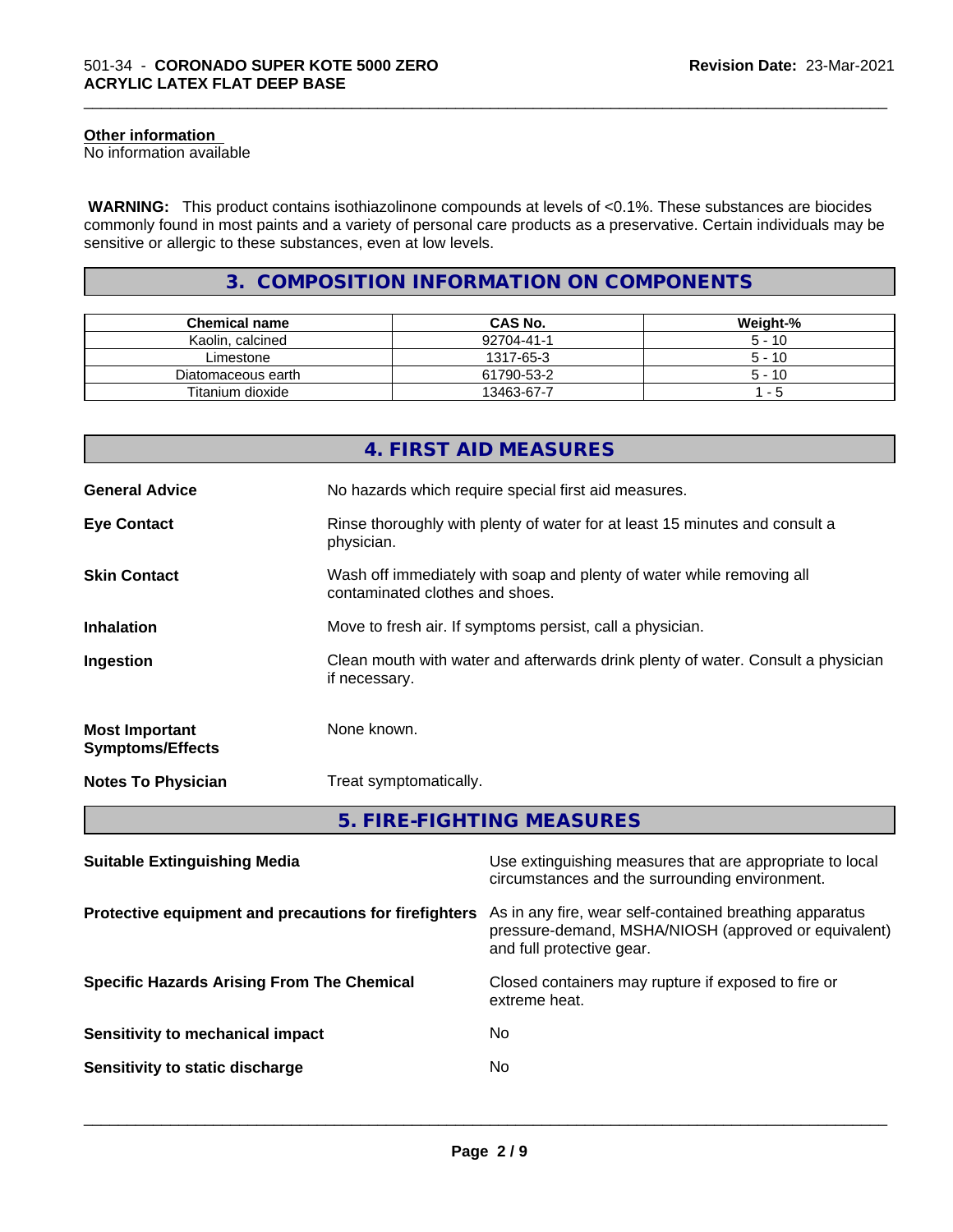**Other information**
No information available

**WARNING:** This product contains isothiazolinone compounds at levels of <0.1%. These substances are biocides commonly found in most paints and a variety of personal care products as a preservative. Certain individuals may be sensitive or allergic to these substances, even at low levels.

## 3. COMPOSITION INFORMATION ON COMPONENTS

| Chemical name | CAS No. | Weight-% |
|---|---|---|
| Kaolin, calcined | 92704-41-1 | 5 - 10 |
| Limestone | 1317-65-3 | 5 - 10 |
| Diatomaceous earth | 61790-53-2 | 5 - 10 |
| Titanium dioxide | 13463-67-7 | 1 - 5 |

## 4. FIRST AID MEASURES

**General Advice** No hazards which require special first aid measures.

**Eye Contact** Rinse thoroughly with plenty of water for at least 15 minutes and consult a physician.

**Skin Contact** Wash off immediately with soap and plenty of water while removing all contaminated clothes and shoes.

**Inhalation** Move to fresh air. If symptoms persist, call a physician.

**Ingestion** Clean mouth with water and afterwards drink plenty of water. Consult a physician if necessary.

**Most Important Symptoms/Effects** None known.

**Notes To Physician** Treat symptomatically.

## 5. FIRE-FIGHTING MEASURES

**Suitable Extinguishing Media** Use extinguishing measures that are appropriate to local circumstances and the surrounding environment.

**Protective equipment and precautions for firefighters** As in any fire, wear self-contained breathing apparatus pressure-demand, MSHA/NIOSH (approved or equivalent) and full protective gear.

**Specific Hazards Arising From The Chemical** Closed containers may rupture if exposed to fire or extreme heat.

**Sensitivity to mechanical impact** No

**Sensitivity to static discharge** No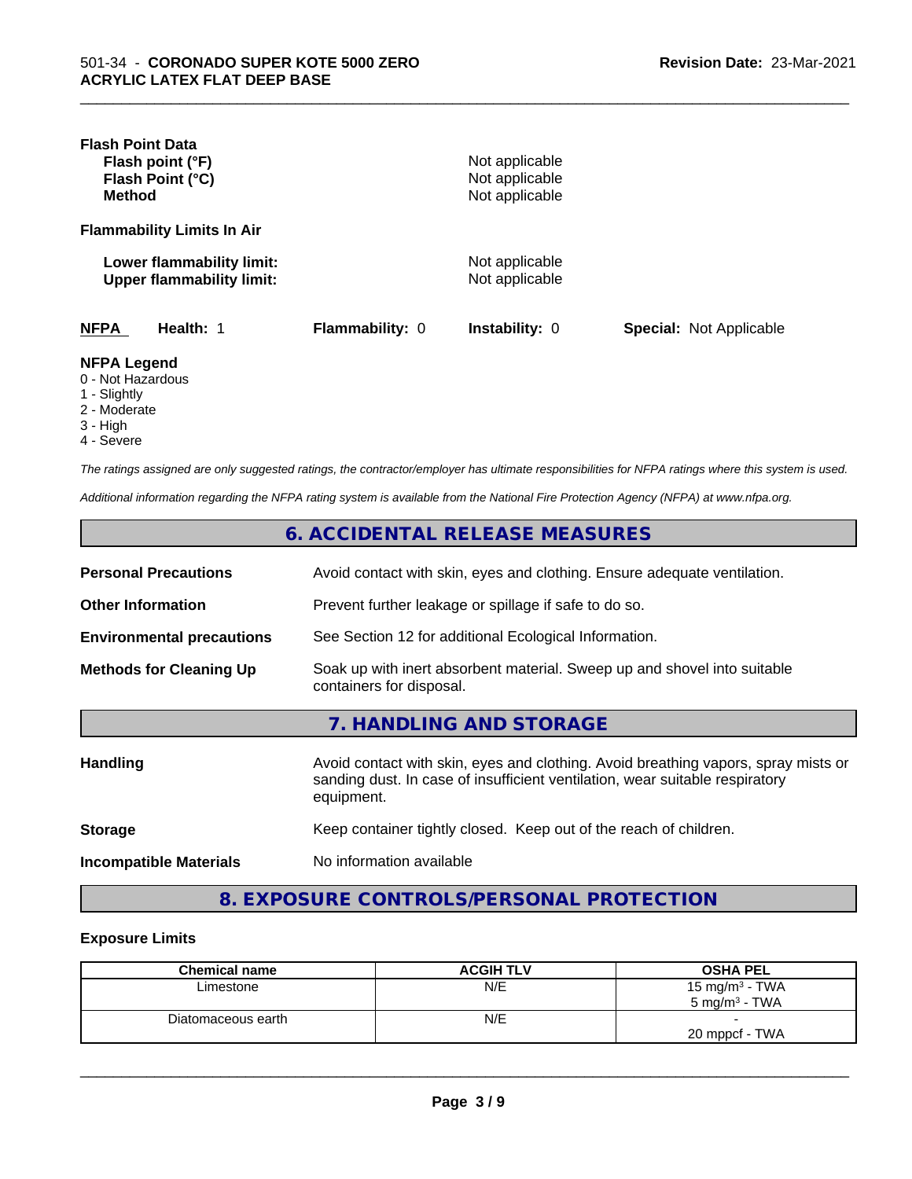**Flash Point Data**

| | |
|---|---|
| **Flash point (°F)** | Not applicable |
| **Flash Point (°C)** | Not applicable |
| **Method** | Not applicable |

**Flammability Limits In Air**

| | |
|---|---|
| **Lower flammability limit:** | Not applicable |
| **Upper flammability limit:** | Not applicable |

| **NFPA** | **Health:** 1 | **Flammability:** 0 | **Instability:** 0 | **Special:** Not Applicable |
|---|---|---|---|---|

**NFPA Legend**

- 0 - Not Hazardous
- 1 - Slightly
- 2 - Moderate
- 3 - High
- 4 - Severe

*The ratings assigned are only suggested ratings, the contractor/employer has ultimate responsibilities for NFPA ratings where this system is used.*

*Additional information regarding the NFPA rating system is available from the National Fire Protection Agency (NFPA) at www.nfpa.org.*

## 6. ACCIDENTAL RELEASE MEASURES

| | |
|---|---|
| **Personal Precautions** | Avoid contact with skin, eyes and clothing. Ensure adequate ventilation. |
| **Other Information** | Prevent further leakage or spillage if safe to do so. |
| **Environmental precautions** | See Section 12 for additional Ecological Information. |
| **Methods for Cleaning Up** | Soak up with inert absorbent material. Sweep up and shovel into suitable containers for disposal. |

## 7. HANDLING AND STORAGE

| | |
|---|---|
| **Handling** | Avoid contact with skin, eyes and clothing. Avoid breathing vapors, spray mists or sanding dust. In case of insufficient ventilation, wear suitable respiratory equipment. |
| **Storage** | Keep container tightly closed. Keep out of the reach of children. |
| **Incompatible Materials** | No information available |

## 8. EXPOSURE CONTROLS/PERSONAL PROTECTION

**Exposure Limits**

| Chemical name | ACGIH TLV | OSHA PEL |
|---|---|---|
| Limestone | N/E | 15 mg/m³ - TWA<br>5 mg/m³ - TWA |
| Diatomaceous earth | N/E | -<br>20 mppcf - TWA |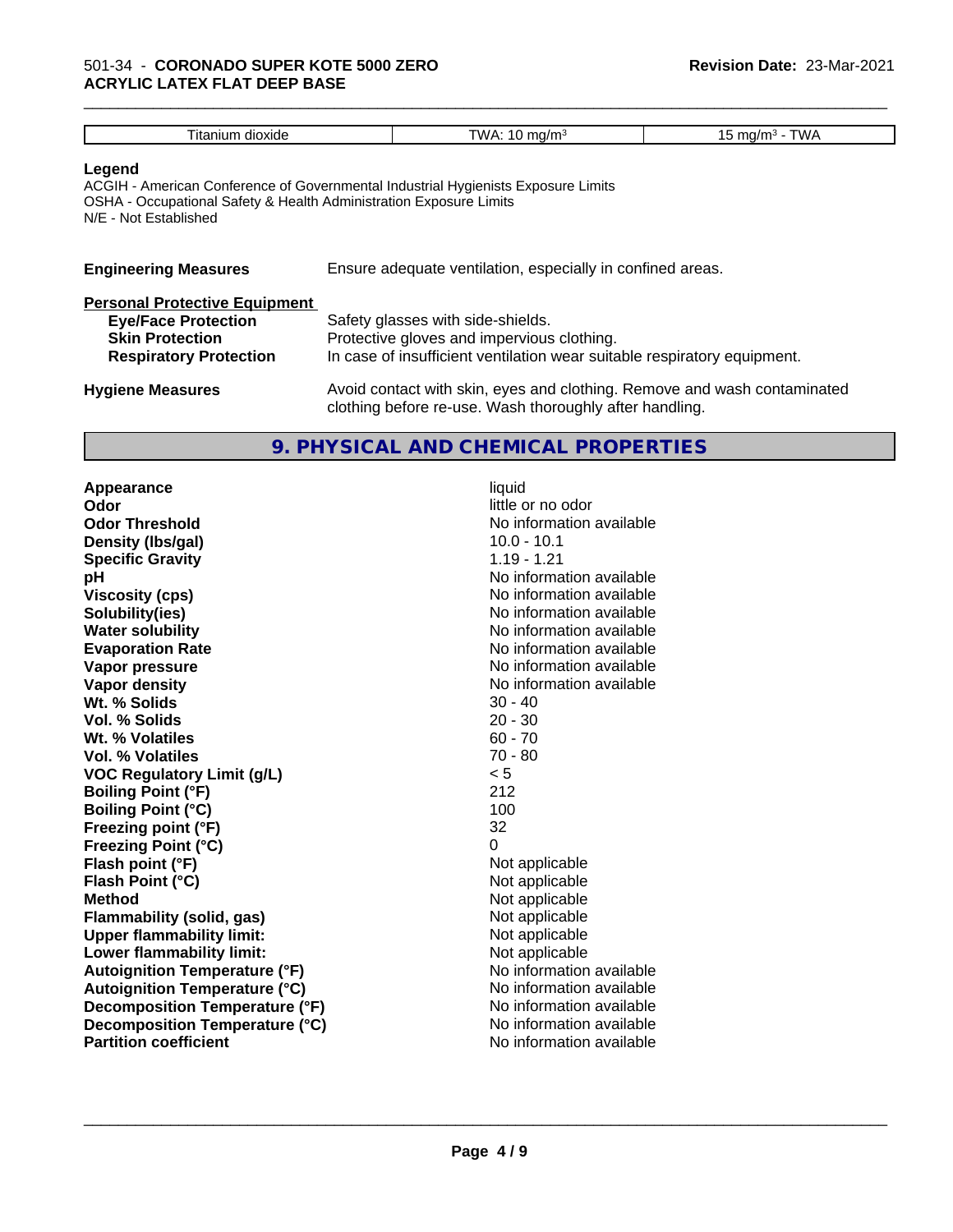| Titanium dioxide | TWA: 10 mg/m³ | 15 mg/m³ - TWA |
|---|---|---|

**Legend**
ACGIH - American Conference of Governmental Industrial Hygienists Exposure Limits
OSHA - Occupational Safety & Health Administration Exposure Limits
N/E - Not Established

**Engineering Measures** Ensure adequate ventilation, especially in confined areas.

**Personal Protective Equipment**

**Eye/Face Protection** Safety glasses with side-shields.
**Skin Protection** Protective gloves and impervious clothing.
**Respiratory Protection** In case of insufficient ventilation wear suitable respiratory equipment.

**Hygiene Measures** Avoid contact with skin, eyes and clothing. Remove and wash contaminated clothing before re-use. Wash thoroughly after handling.

## 9. PHYSICAL AND CHEMICAL PROPERTIES

| | |
|---|---|
| **Appearance** | liquid |
| **Odor** | little or no odor |
| **Odor Threshold** | No information available |
| **Density (lbs/gal)** | 10.0 - 10.1 |
| **Specific Gravity** | 1.19 - 1.21 |
| **pH** | No information available |
| **Viscosity (cps)** | No information available |
| **Solubility(ies)** | No information available |
| **Water solubility** | No information available |
| **Evaporation Rate** | No information available |
| **Vapor pressure** | No information available |
| **Vapor density** | No information available |
| **Wt. % Solids** | 30 - 40 |
| **Vol. % Solids** | 20 - 30 |
| **Wt. % Volatiles** | 60 - 70 |
| **Vol. % Volatiles** | 70 - 80 |
| **VOC Regulatory Limit (g/L)** | < 5 |
| **Boiling Point (°F)** | 212 |
| **Boiling Point (°C)** | 100 |
| **Freezing point (°F)** | 32 |
| **Freezing Point (°C)** | 0 |
| **Flash point (°F)** | Not applicable |
| **Flash Point (°C)** | Not applicable |
| **Method** | Not applicable |
| **Flammability (solid, gas)** | Not applicable |
| **Upper flammability limit:** | Not applicable |
| **Lower flammability limit:** | Not applicable |
| **Autoignition Temperature (°F)** | No information available |
| **Autoignition Temperature (°C)** | No information available |
| **Decomposition Temperature (°F)** | No information available |
| **Decomposition Temperature (°C)** | No information available |
| **Partition coefficient** | No information available |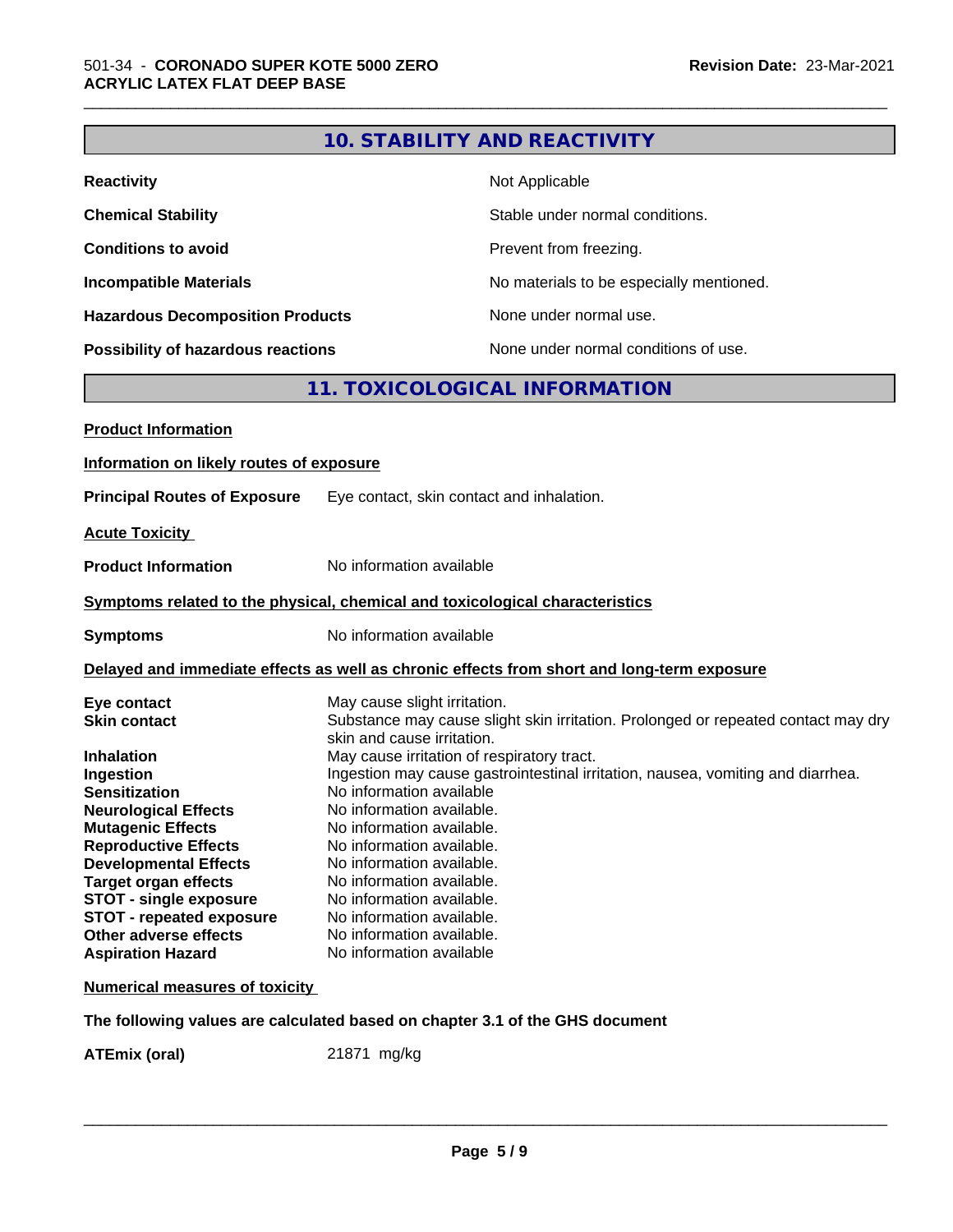## 10. STABILITY AND REACTIVITY

| | |
|---|---|
| **Reactivity** | Not Applicable |
| **Chemical Stability** | Stable under normal conditions. |
| **Conditions to avoid** | Prevent from freezing. |
| **Incompatible Materials** | No materials to be especially mentioned. |
| **Hazardous Decomposition Products** | None under normal use. |
| **Possibility of hazardous reactions** | None under normal conditions of use. |

## 11. TOXICOLOGICAL INFORMATION

**Product Information**

**Information on likely routes of exposure**

**Principal Routes of Exposure** Eye contact, skin contact and inhalation.

**Acute Toxicity**

**Product Information** No information available

**Symptoms related to the physical, chemical and toxicological characteristics**

**Symptoms** No information available

**Delayed and immediate effects as well as chronic effects from short and long-term exposure**

| | |
|---|---|
| **Eye contact** | May cause slight irritation. |
| **Skin contact** | Substance may cause slight skin irritation. Prolonged or repeated contact may dry skin and cause irritation. |
| **Inhalation** | May cause irritation of respiratory tract. |
| **Ingestion** | Ingestion may cause gastrointestinal irritation, nausea, vomiting and diarrhea. |
| **Sensitization** | No information available |
| **Neurological Effects** | No information available. |
| **Mutagenic Effects** | No information available. |
| **Reproductive Effects** | No information available. |
| **Developmental Effects** | No information available. |
| **Target organ effects** | No information available. |
| **STOT - single exposure** | No information available. |
| **STOT - repeated exposure** | No information available. |
| **Other adverse effects** | No information available. |
| **Aspiration Hazard** | No information available |

**Numerical measures of toxicity**

**The following values are calculated based on chapter 3.1 of the GHS document**

**ATEmix (oral)** 21871 mg/kg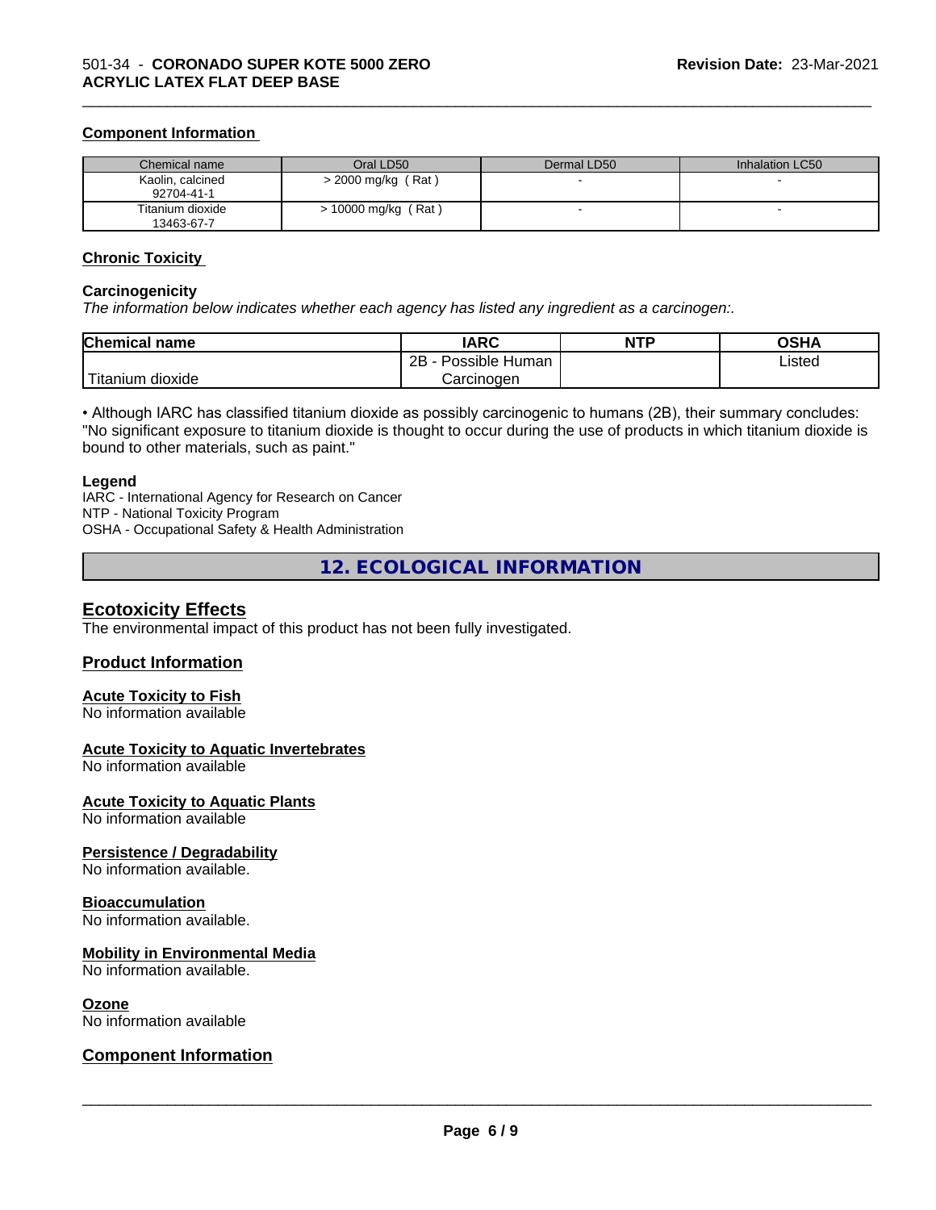### Component Information

| Chemical name | Oral LD50 | Dermal LD50 | Inhalation LC50 |
|---|---|---|---|
| Kaolin, calcined 92704-41-1 | > 2000 mg/kg ( Rat ) | - | - |
| Titanium dioxide 13463-67-7 | > 10000 mg/kg ( Rat ) | - | - |

### Chronic Toxicity

#### Carcinogenicity

*The information below indicates whether each agency has listed any ingredient as a carcinogen:.*

| Chemical name | IARC | NTP | OSHA |
|---|---|---|---|
| Titanium dioxide | 2B - Possible Human Carcinogen | | Listed |

• Although IARC has classified titanium dioxide as possibly carcinogenic to humans (2B), their summary concludes: "No significant exposure to titanium dioxide is thought to occur during the use of products in which titanium dioxide is bound to other materials, such as paint."

#### Legend

IARC - International Agency for Research on Cancer
NTP - National Toxicity Program
OSHA - Occupational Safety & Health Administration

## 12. ECOLOGICAL INFORMATION

### Ecotoxicity Effects

The environmental impact of this product has not been fully investigated.

### Product Information

#### Acute Toxicity to Fish

No information available

#### Acute Toxicity to Aquatic Invertebrates

No information available

#### Acute Toxicity to Aquatic Plants

No information available

#### Persistence / Degradability

No information available.

#### Bioaccumulation

No information available.

#### Mobility in Environmental Media

No information available.

#### Ozone

No information available

### Component Information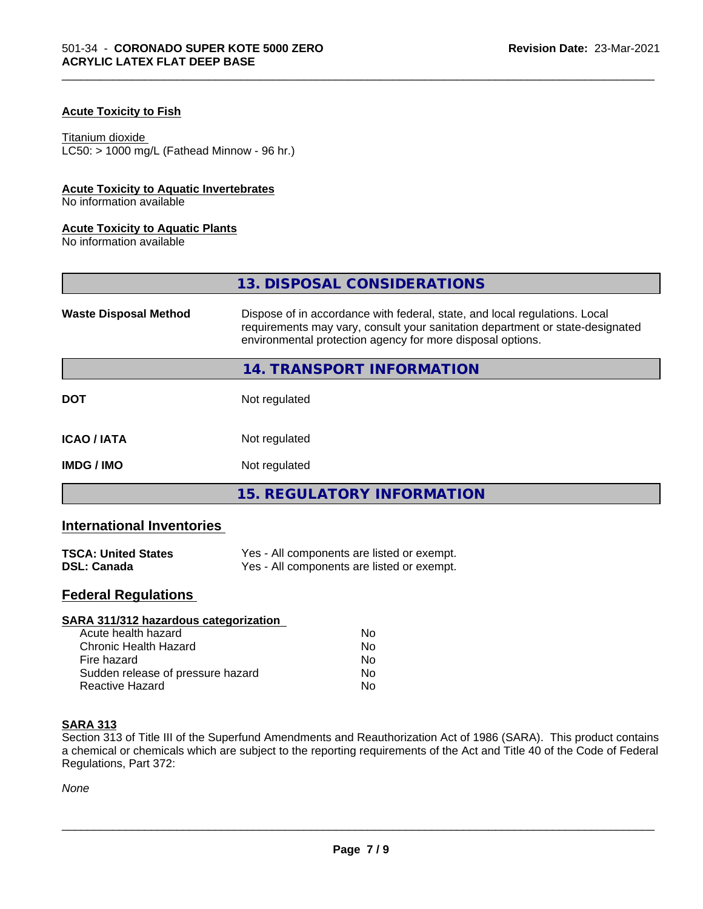#### Acute Toxicity to Fish

Titanium dioxide
LC50: > 1000 mg/L (Fathead Minnow - 96 hr.)

#### Acute Toxicity to Aquatic Invertebrates
No information available

#### Acute Toxicity to Aquatic Plants
No information available

## 13. DISPOSAL CONSIDERATIONS

| | |
|---|---|
| **Waste Disposal Method** | Dispose of in accordance with federal, state, and local regulations. Local requirements may vary, consult your sanitation department or state-designated environmental protection agency for more disposal options. |

## 14. TRANSPORT INFORMATION

| | |
|---|---|
| **DOT** | Not regulated |
| **ICAO / IATA** | Not regulated |
| **IMDG / IMO** | Not regulated |

## 15. REGULATORY INFORMATION

### International Inventories

| | |
|---|---|
| **TSCA: United States** | Yes - All components are listed or exempt. |
| **DSL: Canada** | Yes - All components are listed or exempt. |

### Federal Regulations

#### SARA 311/312 hazardous categorization

| | |
|---|---|
| Acute health hazard | No |
| Chronic Health Hazard | No |
| Fire hazard | No |
| Sudden release of pressure hazard | No |
| Reactive Hazard | No |

#### SARA 313

Section 313 of Title III of the Superfund Amendments and Reauthorization Act of 1986 (SARA). This product contains a chemical or chemicals which are subject to the reporting requirements of the Act and Title 40 of the Code of Federal Regulations, Part 372:

*None*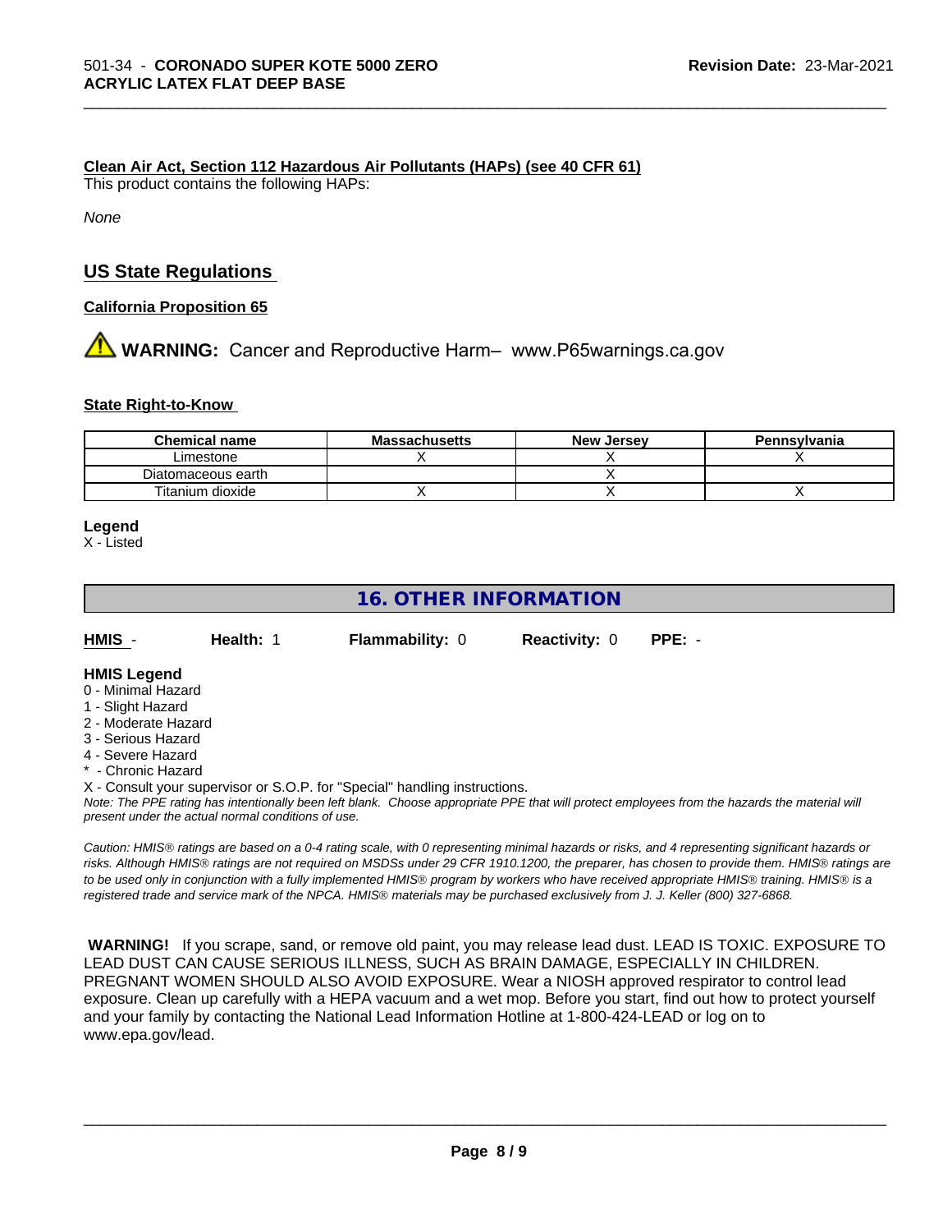**Clean Air Act, Section 112 Hazardous Air Pollutants (HAPs) (see 40 CFR 61)**

This product contains the following HAPs:

*None*

## US State Regulations

**California Proposition 65**

⚠ **WARNING:** Cancer and Reproductive Harm– www.P65warnings.ca.gov

**State Right-to-Know**

| Chemical name | Massachusetts | New Jersey | Pennsylvania |
|---|---|---|---|
| Limestone | X | X | X |
| Diatomaceous earth | | X | |
| Titanium dioxide | X | X | X |

**Legend**

X - Listed

## 16. OTHER INFORMATION

| **HMIS** - | **Health:** 1 | **Flammability:** 0 | **Reactivity:** 0 | **PPE:** - |
|---|---|---|---|---|

**HMIS Legend**

0 - Minimal Hazard
1 - Slight Hazard
2 - Moderate Hazard
3 - Serious Hazard
4 - Severe Hazard
* - Chronic Hazard

X - Consult your supervisor or S.O.P. for "Special" handling instructions.

*Note: The PPE rating has intentionally been left blank. Choose appropriate PPE that will protect employees from the hazards the material will present under the actual normal conditions of use.*

*Caution: HMIS® ratings are based on a 0-4 rating scale, with 0 representing minimal hazards or risks, and 4 representing significant hazards or risks. Although HMIS® ratings are not required on MSDSs under 29 CFR 1910.1200, the preparer, has chosen to provide them. HMIS® ratings are to be used only in conjunction with a fully implemented HMIS® program by workers who have received appropriate HMIS® training. HMIS® is a registered trade and service mark of the NPCA. HMIS® materials may be purchased exclusively from J. J. Keller (800) 327-6868.*

**WARNING!** If you scrape, sand, or remove old paint, you may release lead dust. LEAD IS TOXIC. EXPOSURE TO LEAD DUST CAN CAUSE SERIOUS ILLNESS, SUCH AS BRAIN DAMAGE, ESPECIALLY IN CHILDREN. PREGNANT WOMEN SHOULD ALSO AVOID EXPOSURE. Wear a NIOSH approved respirator to control lead exposure. Clean up carefully with a HEPA vacuum and a wet mop. Before you start, find out how to protect yourself and your family by contacting the National Lead Information Hotline at 1-800-424-LEAD or log on to www.epa.gov/lead.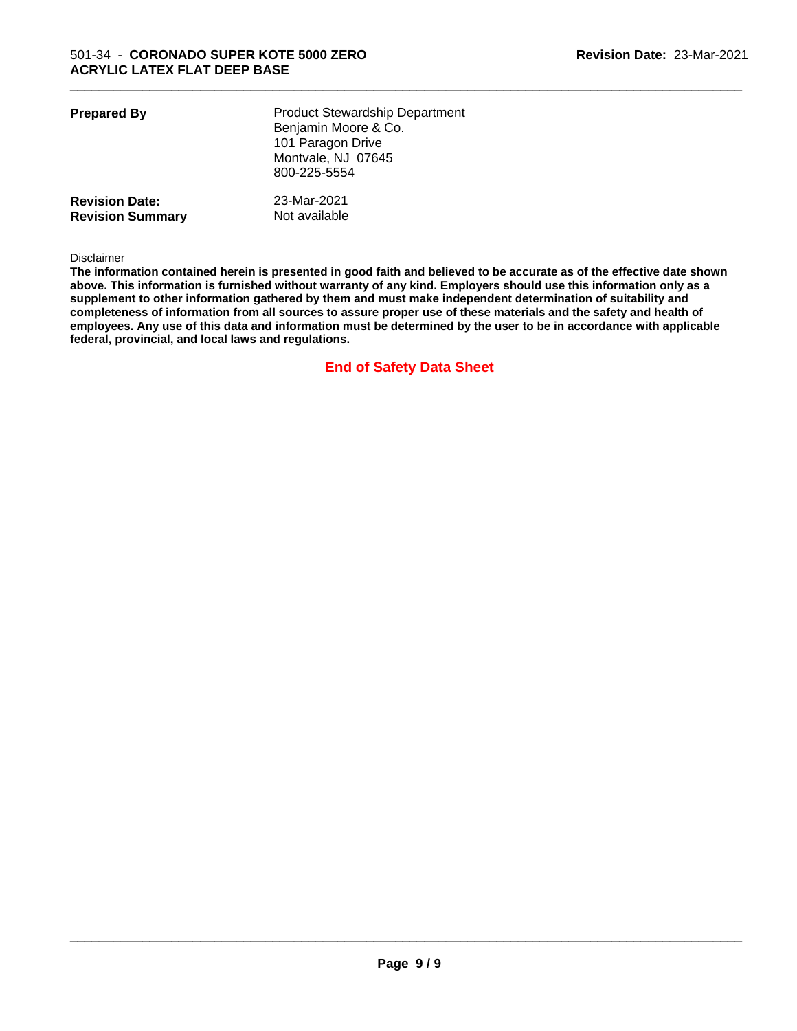| | |
|---|---|
| **Prepared By** | Product Stewardship Department<br>Benjamin Moore & Co.<br>101 Paragon Drive<br>Montvale, NJ 07645<br>800-225-5554 |
| **Revision Date:** | 23-Mar-2021 |
| **Revision Summary** | Not available |

Disclaimer

**The information contained herein is presented in good faith and believed to be accurate as of the effective date shown above. This information is furnished without warranty of any kind. Employers should use this information only as a supplement to other information gathered by them and must make independent determination of suitability and completeness of information from all sources to assure proper use of these materials and the safety and health of employees. Any use of this data and information must be determined by the user to be in accordance with applicable federal, provincial, and local laws and regulations.**

**End of Safety Data Sheet**